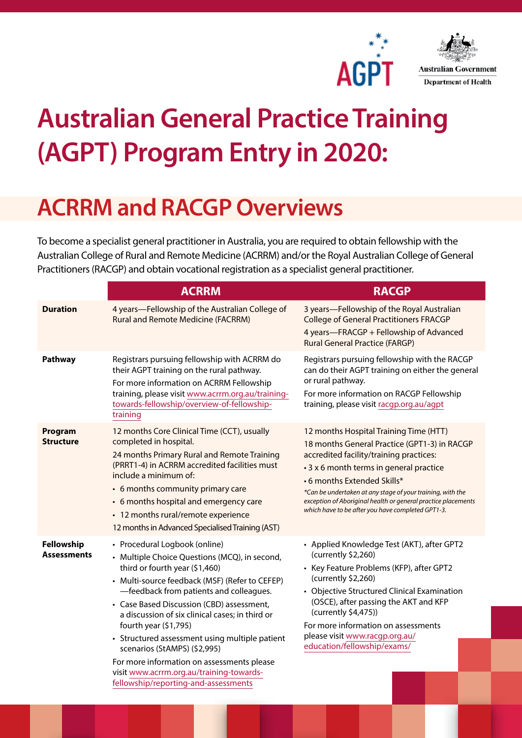# Australian General Practice Training (AGPT) Program Entry in 2020:

## ACRRM and RACGP Overviews

To become a specialist general practitioner in Australia, you are required to obtain fellowship with the Australian College of Rural and Remote Medicine (ACRRM) and/or the Royal Australian College of General Practitioners (RACGP) and obtain vocational registration as a specialist general practitioner.

| | ACRRM | RACGP |
|---|---|---|
| **Duration** | 4 years—Fellowship of the Australian College of Rural and Remote Medicine (FACRRM) | 3 years—Fellowship of the Royal Australian College of General Practitioners FRACGP<br>4 years—FRACGP + Fellowship of Advanced Rural General Practice (FARGP) |
| **Pathway** | Registrars pursuing fellowship with ACRRM do their AGPT training on the rural pathway.<br>For more information on ACRRM Fellowship training, please visit www.acrrm.org.au/training-towards-fellowship/overview-of-fellowship-training | Registrars pursuing fellowship with the RACGP can do their AGPT training on either the general or rural pathway.<br>For more information on RACGP Fellowship training, please visit racgp.org.au/agpt |
| **Program Structure** | 12 months Core Clinical Time (CCT), usually completed in hospital.<br>24 months Primary Rural and Remote Training (PRRT1-4) in ACRRM accredited facilities must include a minimum of:<br>• 6 months community primary care<br>• 6 months hospital and emergency care<br>• 12 months rural/remote experience<br>12 months in Advanced Specialised Training (AST) | 12 months Hospital Training Time (HTT)<br>18 months General Practice (GPT1-3) in RACGP accredited facility/training practices:<br>• 3 x 6 month terms in general practice<br>• 6 months Extended Skills*<br>*\*Can be undertaken at any stage of your training, with the exception of Aboriginal health or general practice placements which have to be after you have completed GPT1-3.* |
| **Fellowship Assessments** | • Procedural Logbook (online)<br>• Multiple Choice Questions (MCQ), in second, third or fourth year ($1,460)<br>• Multi-source feedback (MSF) (Refer to CEFEP) —feedback from patients and colleagues.<br>• Case Based Discussion (CBD) assessment, a discussion of six clinical cases; in third or fourth year ($1,795)<br>• Structured assessment using multiple patient scenarios (StAMPS) ($2,995)<br>For more information on assessments please visit www.acrrm.org.au/training-towards-fellowship/reporting-and-assessments | • Applied Knowledge Test (AKT), after GPT2 (currently $2,260)<br>• Key Feature Problems (KFP), after GPT2 (currently $2,260)<br>• Objective Structured Clinical Examination (OSCE), after passing the AKT and KFP (currently $4,475))<br>For more information on assessments please visit www.racgp.org.au/education/fellowship/exams/ |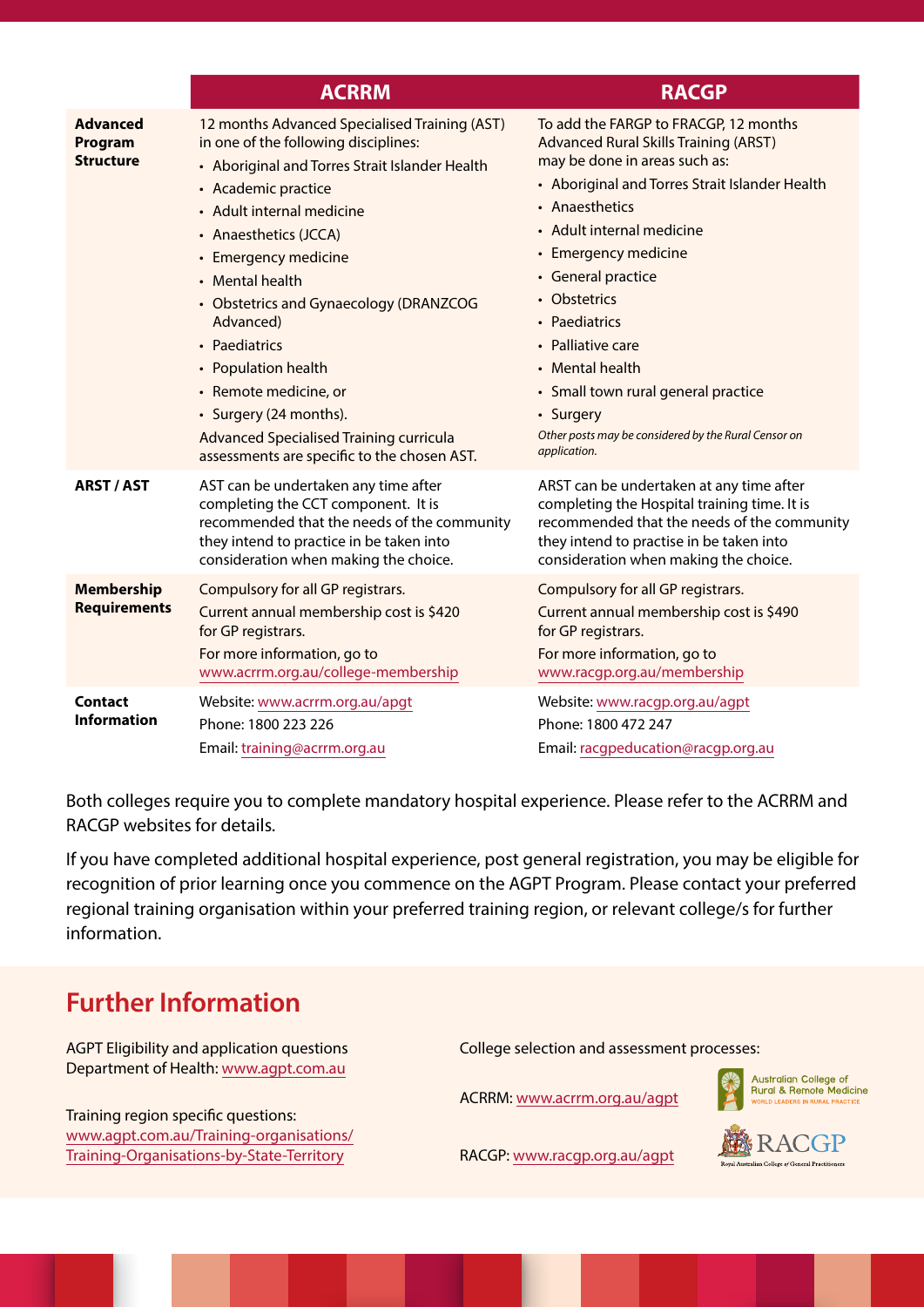| | ACRRM | RACGP |
|---|---|---|
| **Advanced Program Structure** | 12 months Advanced Specialised Training (AST) in one of the following disciplines:<br>• Aboriginal and Torres Strait Islander Health<br>• Academic practice<br>• Adult internal medicine<br>• Anaesthetics (JCCA)<br>• Emergency medicine<br>• Mental health<br>• Obstetrics and Gynaecology (DRANZCOG Advanced)<br>• Paediatrics<br>• Population health<br>• Remote medicine, or<br>• Surgery (24 months).<br>Advanced Specialised Training curricula assessments are specific to the chosen AST. | To add the FARGP to FRACGP, 12 months Advanced Rural Skills Training (ARST) may be done in areas such as:<br>• Aboriginal and Torres Strait Islander Health<br>• Anaesthetics<br>• Adult internal medicine<br>• Emergency medicine<br>• General practice<br>• Obstetrics<br>• Paediatrics<br>• Palliative care<br>• Mental health<br>• Small town rural general practice<br>• Surgery<br>*Other posts may be considered by the Rural Censor on application.* |
| **ARST / AST** | AST can be undertaken any time after completing the CCT component. It is recommended that the needs of the community they intend to practice in be taken into consideration when making the choice. | ARST can be undertaken at any time after completing the Hospital training time. It is recommended that the needs of the community they intend to practise in be taken into consideration when making the choice. |
| **Membership Requirements** | Compulsory for all GP registrars.<br>Current annual membership cost is $420 for GP registrars.<br>For more information, go to www.acrrm.org.au/college-membership | Compulsory for all GP registrars.<br>Current annual membership cost is $490 for GP registrars.<br>For more information, go to www.racgp.org.au/membership |
| **Contact Information** | Website: www.acrrm.org.au/apgt<br>Phone: 1800 223 226<br>Email: training@acrrm.org.au | Website: www.racgp.org.au/agpt<br>Phone: 1800 472 247<br>Email: racgpeducation@racgp.org.au |

Both colleges require you to complete mandatory hospital experience. Please refer to the ACRRM and RACGP websites for details.

If you have completed additional hospital experience, post general registration, you may be eligible for recognition of prior learning once you commence on the AGPT Program. Please contact your preferred regional training organisation within your preferred training region, or relevant college/s for further information.

## Further Information

AGPT Eligibility and application questions
Department of Health: www.agpt.com.au

Training region specific questions:
www.agpt.com.au/Training-organisations/Training-Organisations-by-State-Territory

College selection and assessment processes:

ACRRM: www.acrrm.org.au/agpt

RACGP: www.racgp.org.au/agpt

Australian College of Rural & Remote Medicine
WORLD LEADERS IN RURAL PRACTICE

RACGP
Royal Australian College of General Practitioners